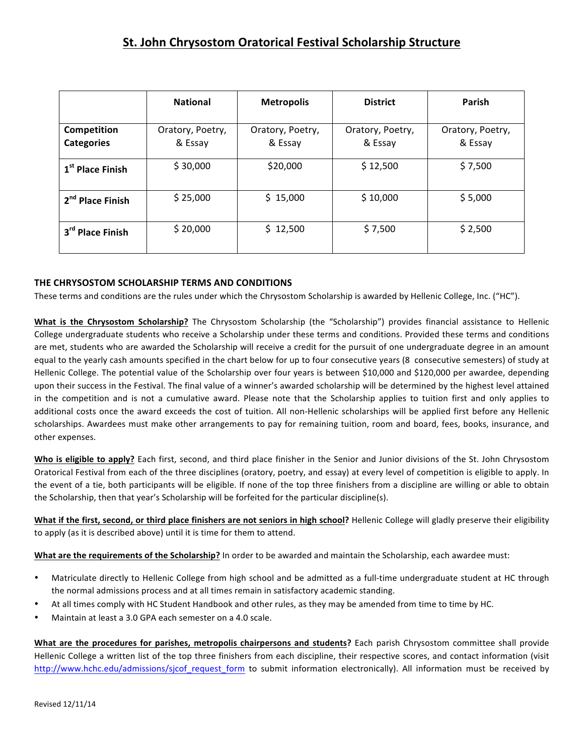# St. John Chrysostom Oratorical Festival Scholarship Structure

| | National | Metropolis | District | Parish |
|---|---|---|---|---|
| **Competition Categories** | Oratory, Poetry, & Essay | Oratory, Poetry, & Essay | Oratory, Poetry, & Essay | Oratory, Poetry, & Essay |
| **1st Place Finish** | $ 30,000 | $20,000 | $ 12,500 | $ 7,500 |
| **2nd Place Finish** | $ 25,000 | $ 15,000 | $ 10,000 | $ 5,000 |
| **3rd Place Finish** | $ 20,000 | $ 12,500 | $ 7,500 | $ 2,500 |

## THE CHRYSOSTOM SCHOLARSHIP TERMS AND CONDITIONS

These terms and conditions are the rules under which the Chrysostom Scholarship is awarded by Hellenic College, Inc. ("HC").

**What is the Chrysostom Scholarship?** The Chrysostom Scholarship (the "Scholarship") provides financial assistance to Hellenic College undergraduate students who receive a Scholarship under these terms and conditions. Provided these terms and conditions are met, students who are awarded the Scholarship will receive a credit for the pursuit of one undergraduate degree in an amount equal to the yearly cash amounts specified in the chart below for up to four consecutive years (8 consecutive semesters) of study at Hellenic College. The potential value of the Scholarship over four years is between $10,000 and $120,000 per awardee, depending upon their success in the Festival. The final value of a winner's awarded scholarship will be determined by the highest level attained in the competition and is not a cumulative award. Please note that the Scholarship applies to tuition first and only applies to additional costs once the award exceeds the cost of tuition. All non-Hellenic scholarships will be applied first before any Hellenic scholarships. Awardees must make other arrangements to pay for remaining tuition, room and board, fees, books, insurance, and other expenses.

**Who is eligible to apply?** Each first, second, and third place finisher in the Senior and Junior divisions of the St. John Chrysostom Oratorical Festival from each of the three disciplines (oratory, poetry, and essay) at every level of competition is eligible to apply. In the event of a tie, both participants will be eligible. If none of the top three finishers from a discipline are willing or able to obtain the Scholarship, then that year's Scholarship will be forfeited for the particular discipline(s).

**What if the first, second, or third place finishers are not seniors in high school?** Hellenic College will gladly preserve their eligibility to apply (as it is described above) until it is time for them to attend.

**What are the requirements of the Scholarship?** In order to be awarded and maintain the Scholarship, each awardee must:

- Matriculate directly to Hellenic College from high school and be admitted as a full-time undergraduate student at HC through the normal admissions process and at all times remain in satisfactory academic standing.
- At all times comply with HC Student Handbook and other rules, as they may be amended from time to time by HC.
- Maintain at least a 3.0 GPA each semester on a 4.0 scale.

**What are the procedures for parishes, metropolis chairpersons and students?** Each parish Chrysostom committee shall provide Hellenic College a written list of the top three finishers from each discipline, their respective scores, and contact information (visit http://www.hchc.edu/admissions/sjcof_request_form to submit information electronically). All information must be received by

Revised 12/11/14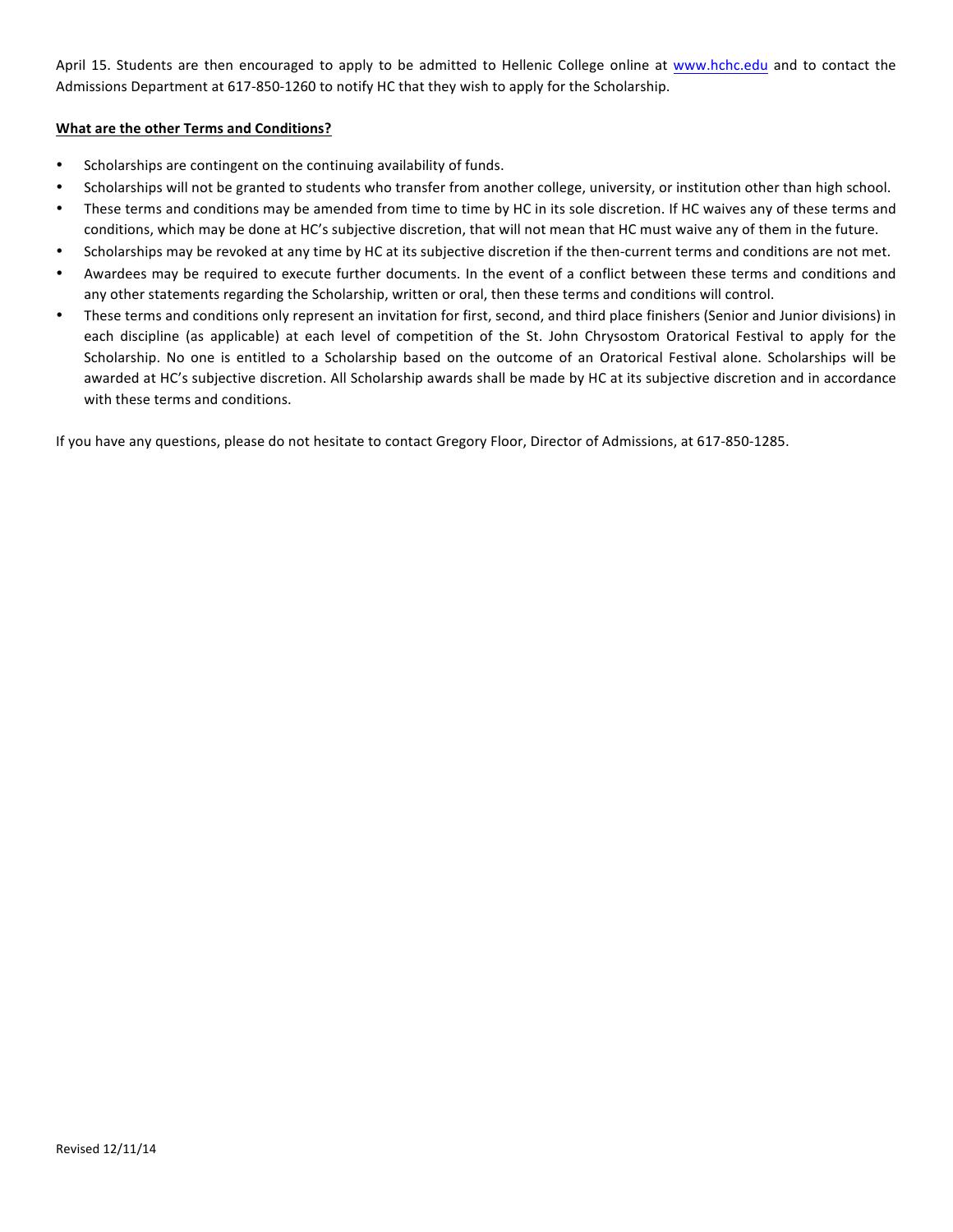April 15. Students are then encouraged to apply to be admitted to Hellenic College online at [www.hchc.edu](http://www.hchc.edu) and to contact the Admissions Department at 617-850-1260 to notify HC that they wish to apply for the Scholarship.

**What are the other Terms and Conditions?**

- Scholarships are contingent on the continuing availability of funds.
- Scholarships will not be granted to students who transfer from another college, university, or institution other than high school.
- These terms and conditions may be amended from time to time by HC in its sole discretion. If HC waives any of these terms and conditions, which may be done at HC's subjective discretion, that will not mean that HC must waive any of them in the future.
- Scholarships may be revoked at any time by HC at its subjective discretion if the then-current terms and conditions are not met.
- Awardees may be required to execute further documents. In the event of a conflict between these terms and conditions and any other statements regarding the Scholarship, written or oral, then these terms and conditions will control.
- These terms and conditions only represent an invitation for first, second, and third place finishers (Senior and Junior divisions) in each discipline (as applicable) at each level of competition of the St. John Chrysostom Oratorical Festival to apply for the Scholarship. No one is entitled to a Scholarship based on the outcome of an Oratorical Festival alone. Scholarships will be awarded at HC's subjective discretion. All Scholarship awards shall be made by HC at its subjective discretion and in accordance with these terms and conditions.

If you have any questions, please do not hesitate to contact Gregory Floor, Director of Admissions, at 617-850-1285.

Revised 12/11/14